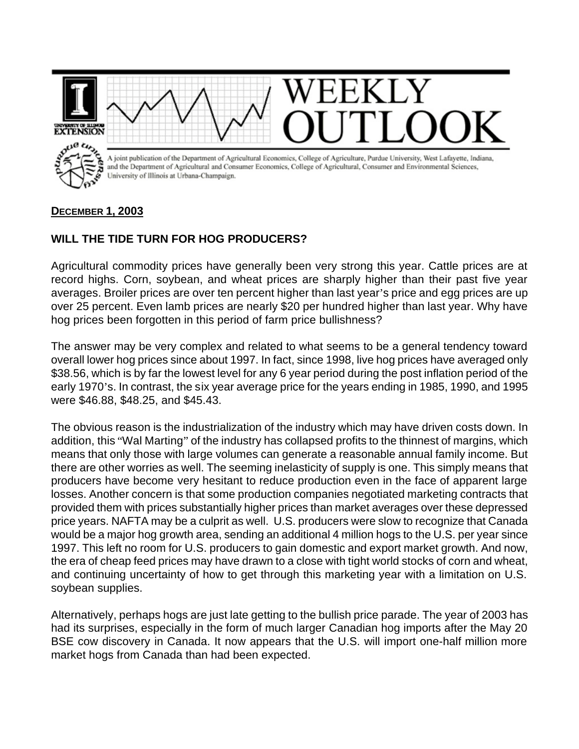# WEEKLY OUTLOOK

A joint publication of the Department of Agricultural Economics, College of Agriculture, Purdue University, West Lafayette, Indiana, and the Department of Agricultural and Consumer Economics, College of Agricultural, Consumer and Environmental Sciences, University of Illinois at Urbana-Champaign.

**DECEMBER 1, 2003**

## WILL THE TIDE TURN FOR HOG PRODUCERS?

Agricultural commodity prices have generally been very strong this year. Cattle prices are at record highs. Corn, soybean, and wheat prices are sharply higher than their past five year averages. Broiler prices are over ten percent higher than last year's price and egg prices are up over 25 percent. Even lamb prices are nearly $20 per hundred higher than last year. Why have hog prices been forgotten in this period of farm price bullishness?

The answer may be very complex and related to what seems to be a general tendency toward overall lower hog prices since about 1997. In fact, since 1998, live hog prices have averaged only $38.56, which is by far the lowest level for any 6 year period during the post inflation period of the early 1970's. In contrast, the six year average price for the years ending in 1985, 1990, and 1995 were $46.88, $48.25, and $45.43.

The obvious reason is the industrialization of the industry which may have driven costs down. In addition, this "Wal Marting" of the industry has collapsed profits to the thinnest of margins, which means that only those with large volumes can generate a reasonable annual family income. But there are other worries as well. The seeming inelasticity of supply is one. This simply means that producers have become very hesitant to reduce production even in the face of apparent large losses. Another concern is that some production companies negotiated marketing contracts that provided them with prices substantially higher prices than market averages over these depressed price years. NAFTA may be a culprit as well. U.S. producers were slow to recognize that Canada would be a major hog growth area, sending an additional 4 million hogs to the U.S. per year since 1997. This left no room for U.S. producers to gain domestic and export market growth. And now, the era of cheap feed prices may have drawn to a close with tight world stocks of corn and wheat, and continuing uncertainty of how to get through this marketing year with a limitation on U.S. soybean supplies.

Alternatively, perhaps hogs are just late getting to the bullish price parade. The year of 2003 has had its surprises, especially in the form of much larger Canadian hog imports after the May 20 BSE cow discovery in Canada. It now appears that the U.S. will import one-half million more market hogs from Canada than had been expected.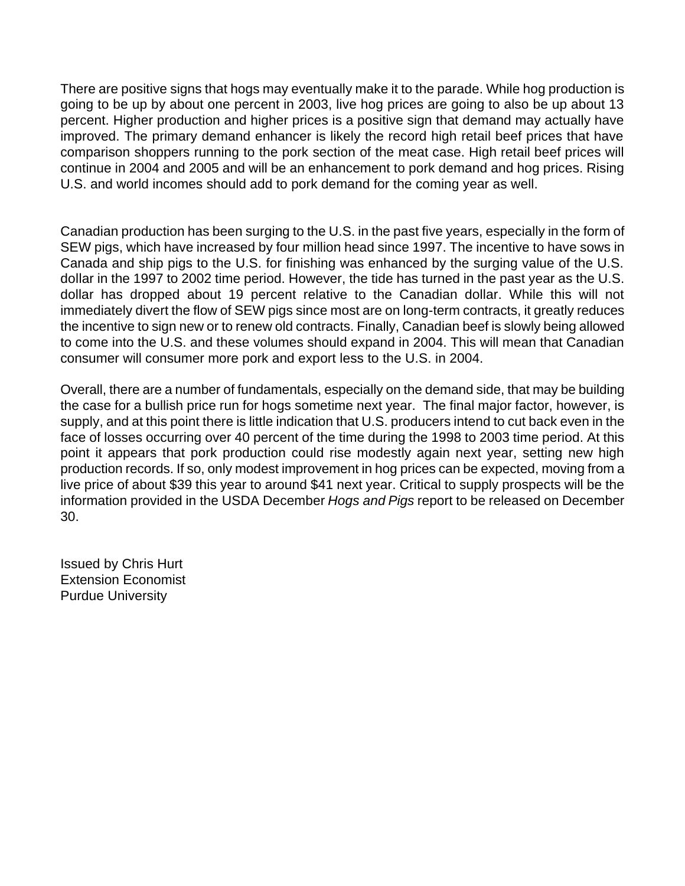There are positive signs that hogs may eventually make it to the parade. While hog production is going to be up by about one percent in 2003, live hog prices are going to also be up about 13 percent. Higher production and higher prices is a positive sign that demand may actually have improved. The primary demand enhancer is likely the record high retail beef prices that have comparison shoppers running to the pork section of the meat case. High retail beef prices will continue in 2004 and 2005 and will be an enhancement to pork demand and hog prices. Rising U.S. and world incomes should add to pork demand for the coming year as well.

Canadian production has been surging to the U.S. in the past five years, especially in the form of SEW pigs, which have increased by four million head since 1997. The incentive to have sows in Canada and ship pigs to the U.S. for finishing was enhanced by the surging value of the U.S. dollar in the 1997 to 2002 time period. However, the tide has turned in the past year as the U.S. dollar has dropped about 19 percent relative to the Canadian dollar. While this will not immediately divert the flow of SEW pigs since most are on long-term contracts, it greatly reduces the incentive to sign new or to renew old contracts. Finally, Canadian beef is slowly being allowed to come into the U.S. and these volumes should expand in 2004. This will mean that Canadian consumer will consumer more pork and export less to the U.S. in 2004.

Overall, there are a number of fundamentals, especially on the demand side, that may be building the case for a bullish price run for hogs sometime next year. The final major factor, however, is supply, and at this point there is little indication that U.S. producers intend to cut back even in the face of losses occurring over 40 percent of the time during the 1998 to 2003 time period. At this point it appears that pork production could rise modestly again next year, setting new high production records. If so, only modest improvement in hog prices can be expected, moving from a live price of about $39 this year to around $41 next year. Critical to supply prospects will be the information provided in the USDA December *Hogs and Pigs* report to be released on December 30.

Issued by Chris Hurt
Extension Economist
Purdue University